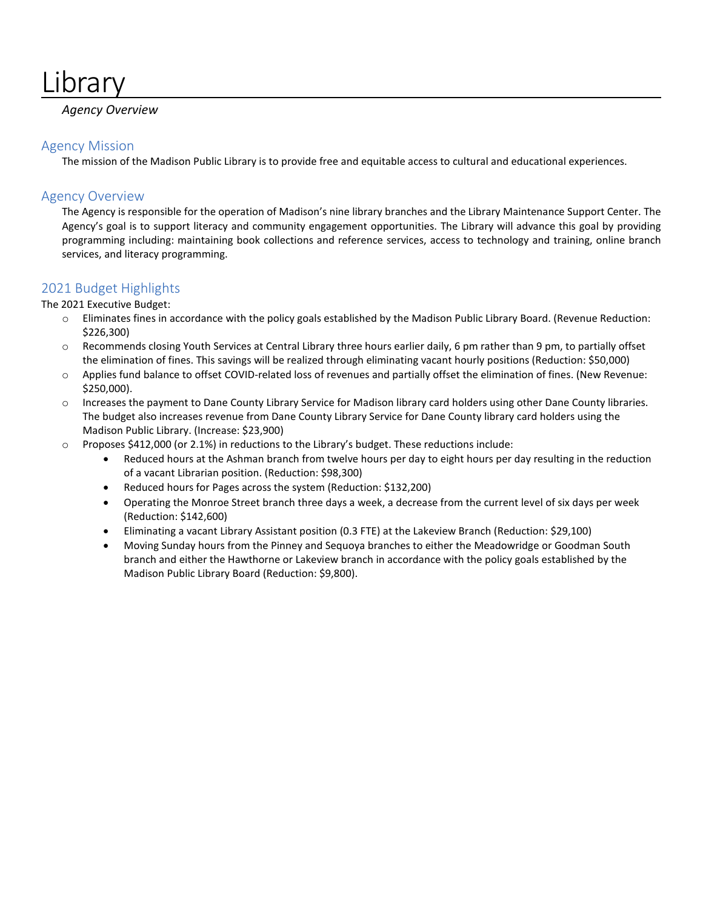# Library

*Agency Overview*

## Agency Mission

The mission of the Madison Public Library is to provide free and equitable access to cultural and educational experiences.

## Agency Overview

The Agency is responsible for the operation of Madison's nine library branches and the Library Maintenance Support Center. The Agency's goal is to support literacy and community engagement opportunities. The Library will advance this goal by providing programming including: maintaining book collections and reference services, access to technology and training, online branch services, and literacy programming.

## 2021 Budget Highlights

The 2021 Executive Budget:

- Eliminates fines in accordance with the policy goals established by the Madison Public Library Board. (Revenue Reduction: $226,300)
- Recommends closing Youth Services at Central Library three hours earlier daily, 6 pm rather than 9 pm, to partially offset the elimination of fines. This savings will be realized through eliminating vacant hourly positions (Reduction: $50,000)
- Applies fund balance to offset COVID-related loss of revenues and partially offset the elimination of fines. (New Revenue: $250,000).
- Increases the payment to Dane County Library Service for Madison library card holders using other Dane County libraries. The budget also increases revenue from Dane County Library Service for Dane County library card holders using the Madison Public Library. (Increase: $23,900)
- Proposes $412,000 (or 2.1%) in reductions to the Library's budget. These reductions include:
  - Reduced hours at the Ashman branch from twelve hours per day to eight hours per day resulting in the reduction of a vacant Librarian position. (Reduction: $98,300)
  - Reduced hours for Pages across the system (Reduction: $132,200)
  - Operating the Monroe Street branch three days a week, a decrease from the current level of six days per week (Reduction: $142,600)
  - Eliminating a vacant Library Assistant position (0.3 FTE) at the Lakeview Branch (Reduction: $29,100)
  - Moving Sunday hours from the Pinney and Sequoya branches to either the Meadowridge or Goodman South branch and either the Hawthorne or Lakeview branch in accordance with the policy goals established by the Madison Public Library Board (Reduction: $9,800).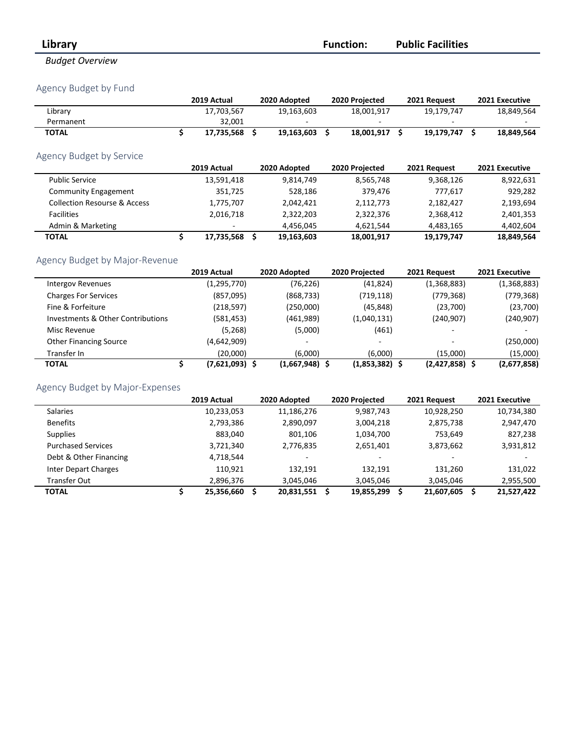## Library

**Function: Public Facilities**

*Budget Overview*

### Agency Budget by Fund

| | 2019 Actual | 2020 Adopted | 2020 Projected | 2021 Request | 2021 Executive |
|---|---|---|---|---|---|
| Library | 17,703,567 | 19,163,603 | 18,001,917 | 19,179,747 | 18,849,564 |
| Permanent | 32,001 | - | - | - | - |
| **TOTAL** | **$ 17,735,568** | **$ 19,163,603** | **$ 18,001,917** | **$ 19,179,747** | **$ 18,849,564** |

### Agency Budget by Service

| | 2019 Actual | 2020 Adopted | 2020 Projected | 2021 Request | 2021 Executive |
|---|---|---|---|---|---|
| Public Service | 13,591,418 | 9,814,749 | 8,565,748 | 9,368,126 | 8,922,631 |
| Community Engagement | 351,725 | 528,186 | 379,476 | 777,617 | 929,282 |
| Collection Resourse & Access | 1,775,707 | 2,042,421 | 2,112,773 | 2,182,427 | 2,193,694 |
| Facilities | 2,016,718 | 2,322,203 | 2,322,376 | 2,368,412 | 2,401,353 |
| Admin & Marketing | - | 4,456,045 | 4,621,544 | 4,483,165 | 4,402,604 |
| **TOTAL** | **$ 17,735,568** | **$ 19,163,603** | **18,001,917** | **19,179,747** | **18,849,564** |

### Agency Budget by Major-Revenue

| | 2019 Actual | 2020 Adopted | 2020 Projected | 2021 Request | 2021 Executive |
|---|---|---|---|---|---|
| Intergov Revenues | (1,295,770) | (76,226) | (41,824) | (1,368,883) | (1,368,883) |
| Charges For Services | (857,095) | (868,733) | (719,118) | (779,368) | (779,368) |
| Fine & Forfeiture | (218,597) | (250,000) | (45,848) | (23,700) | (23,700) |
| Investments & Other Contributions | (581,453) | (461,989) | (1,040,131) | (240,907) | (240,907) |
| Misc Revenue | (5,268) | (5,000) | (461) | - | - |
| Other Financing Source | (4,642,909) | - | - | - | (250,000) |
| Transfer In | (20,000) | (6,000) | (6,000) | (15,000) | (15,000) |
| **TOTAL** | **$ (7,621,093)** | **$ (1,667,948)** | **$ (1,853,382)** | **$ (2,427,858)** | **$ (2,677,858)** |

### Agency Budget by Major-Expenses

| | 2019 Actual | 2020 Adopted | 2020 Projected | 2021 Request | 2021 Executive |
|---|---|---|---|---|---|
| Salaries | 10,233,053 | 11,186,276 | 9,987,743 | 10,928,250 | 10,734,380 |
| Benefits | 2,793,386 | 2,890,097 | 3,004,218 | 2,875,738 | 2,947,470 |
| Supplies | 883,040 | 801,106 | 1,034,700 | 753,649 | 827,238 |
| Purchased Services | 3,721,340 | 2,776,835 | 2,651,401 | 3,873,662 | 3,931,812 |
| Debt & Other Financing | 4,718,544 | - | - | - | - |
| Inter Depart Charges | 110,921 | 132,191 | 132,191 | 131,260 | 131,022 |
| Transfer Out | 2,896,376 | 3,045,046 | 3,045,046 | 3,045,046 | 2,955,500 |
| **TOTAL** | **$ 25,356,660** | **$ 20,831,551** | **$ 19,855,299** | **$ 21,607,605** | **$ 21,527,422** |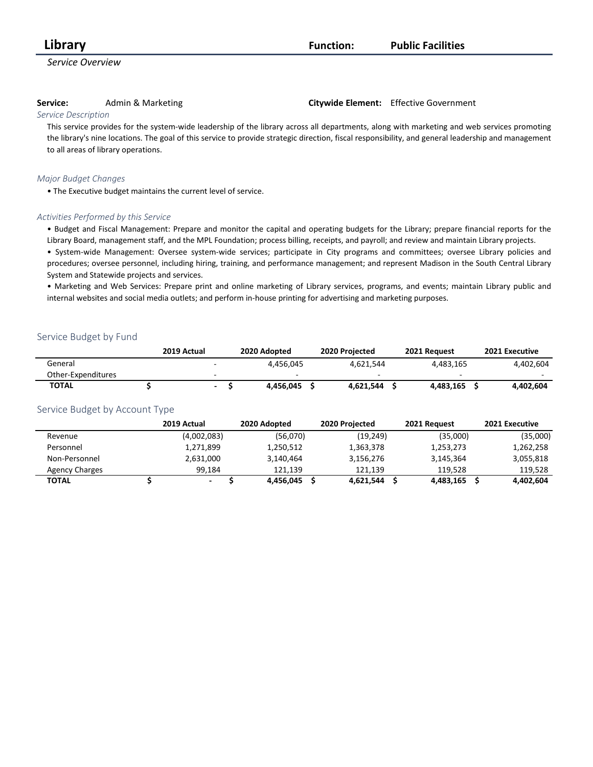# Library

**Function:** Public Facilities

*Service Overview*

**Service:** Admin & Marketing

**Citywide Element:** Effective Government

*Service Description*

This service provides for the system-wide leadership of the library across all departments, along with marketing and web services promoting the library's nine locations. The goal of this service to provide strategic direction, fiscal responsibility, and general leadership and management to all areas of library operations.

*Major Budget Changes*

- The Executive budget maintains the current level of service.

*Activities Performed by this Service*

- Budget and Fiscal Management: Prepare and monitor the capital and operating budgets for the Library; prepare financial reports for the Library Board, management staff, and the MPL Foundation; process billing, receipts, and payroll; and review and maintain Library projects.
- System-wide Management: Oversee system-wide services; participate in City programs and committees; oversee Library policies and procedures; oversee personnel, including hiring, training, and performance management; and represent Madison in the South Central Library System and Statewide projects and services.
- Marketing and Web Services: Prepare print and online marketing of Library services, programs, and events; maintain Library public and internal websites and social media outlets; and perform in-house printing for advertising and marketing purposes.

## Service Budget by Fund

| | 2019 Actual | 2020 Adopted | 2020 Projected | 2021 Request | 2021 Executive |
|---|---|---|---|---|---|
| General | - | 4,456,045 | 4,621,544 | 4,483,165 | 4,402,604 |
| Other-Expenditures | - | - | - | - | - |
| **TOTAL** | **$ -** | **$ 4,456,045** | **$ 4,621,544** | **$ 4,483,165** | **$ 4,402,604** |

## Service Budget by Account Type

| | 2019 Actual | 2020 Adopted | 2020 Projected | 2021 Request | 2021 Executive |
|---|---|---|---|---|---|
| Revenue | (4,002,083) | (56,070) | (19,249) | (35,000) | (35,000) |
| Personnel | 1,271,899 | 1,250,512 | 1,363,378 | 1,253,273 | 1,262,258 |
| Non-Personnel | 2,631,000 | 3,140,464 | 3,156,276 | 3,145,364 | 3,055,818 |
| Agency Charges | 99,184 | 121,139 | 121,139 | 119,528 | 119,528 |
| **TOTAL** | **$ -** | **$ 4,456,045** | **$ 4,621,544** | **$ 4,483,165** | **$ 4,402,604** |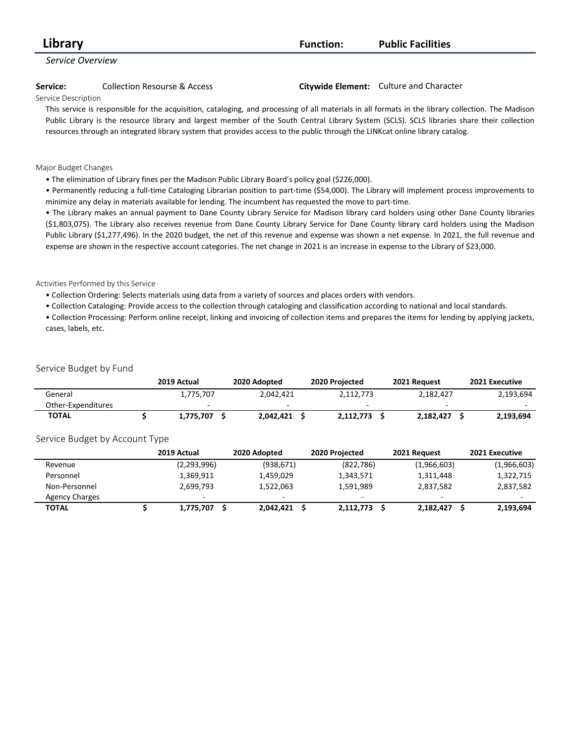# Library

**Function:** **Public Facilities**

*Service Overview*

**Service:** Collection Resourse & Access

**Citywide Element:** Culture and Character

Service Description

This service is responsible for the acquisition, cataloging, and processing of all materials in all formats in the library collection. The Madison Public Library is the resource library and largest member of the South Central Library System (SCLS). SCLS libraries share their collection resources through an integrated library system that provides access to the public through the LINKcat online library catalog.

Major Budget Changes

- The elimination of Library fines per the Madison Public Library Board's policy goal ($226,000).
- Permanently reducing a full-time Cataloging Librarian position to part-time ($54,000). The Library will implement process improvements to minimize any delay in materials available for lending. The incumbent has requested the move to part-time.
- The Library makes an annual payment to Dane County Library Service for Madison library card holders using other Dane County libraries ($1,803,075). The Library also receives revenue from Dane County Library Service for Dane County library card holders using the Madison Public Library ($1,277,496). In the 2020 budget, the net of this revenue and expense was shown a net expense. In 2021, the full revenue and expense are shown in the respective account categories. The net change in 2021 is an increase in expense to the Library of $23,000.

Activities Performed by this Service

- Collection Ordering: Selects materials using data from a variety of sources and places orders with vendors.
- Collection Cataloging: Provide access to the collection through cataloging and classification according to national and local standards.
- Collection Processing: Perform online receipt, linking and invoicing of collection items and prepares the items for lending by applying jackets, cases, labels, etc.

## Service Budget by Fund

| | 2019 Actual | 2020 Adopted | 2020 Projected | 2021 Request | 2021 Executive |
|---|---|---|---|---|---|
| General | 1,775,707 | 2,042,421 | 2,112,773 | 2,182,427 | 2,193,694 |
| Other-Expenditures | - | - | - | - | - |
| **TOTAL** | **$ 1,775,707** | **$ 2,042,421** | **$ 2,112,773** | **$ 2,182,427** | **$ 2,193,694** |

## Service Budget by Account Type

| | 2019 Actual | 2020 Adopted | 2020 Projected | 2021 Request | 2021 Executive |
|---|---|---|---|---|---|
| Revenue | (2,293,996) | (938,671) | (822,786) | (1,966,603) | (1,966,603) |
| Personnel | 1,369,911 | 1,459,029 | 1,343,571 | 1,311,448 | 1,322,715 |
| Non-Personnel | 2,699,793 | 1,522,063 | 1,591,989 | 2,837,582 | 2,837,582 |
| Agency Charges | - | - | - | - | - |
| **TOTAL** | **$ 1,775,707** | **$ 2,042,421** | **$ 2,112,773** | **$ 2,182,427** | **$ 2,193,694** |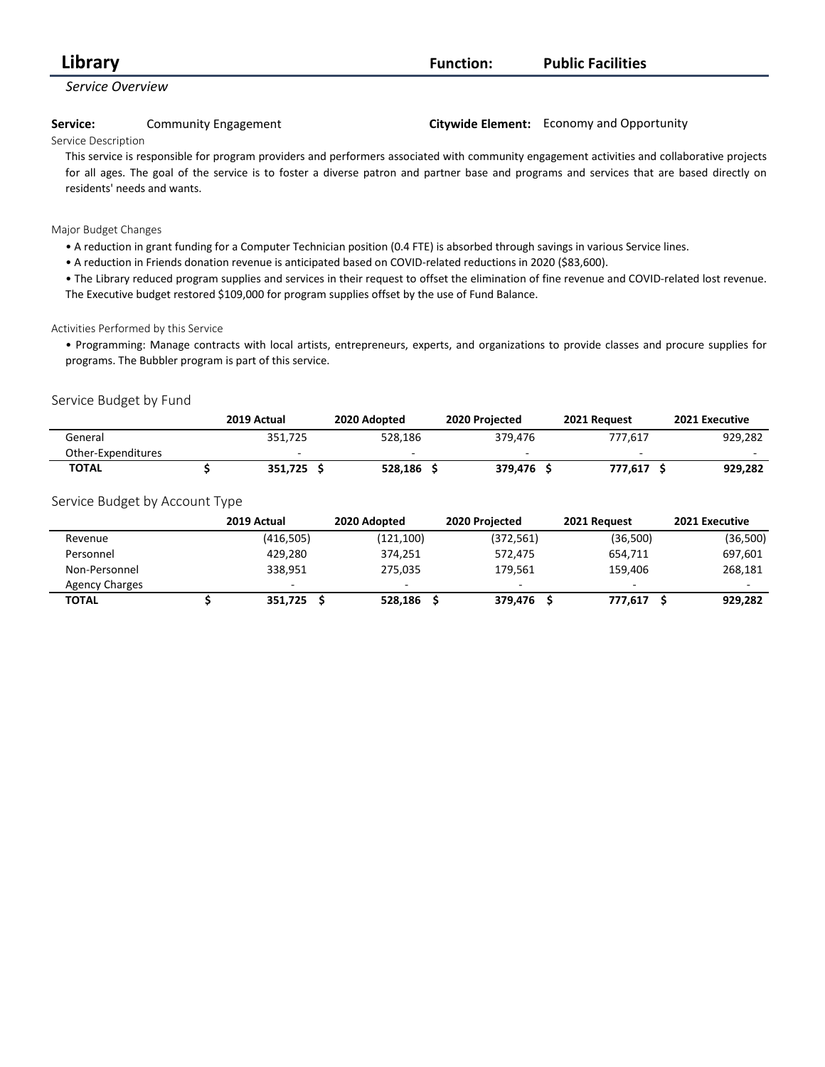# Library

**Function:** **Public Facilities**

*Service Overview*

**Service:** Community Engagement

**Citywide Element:** Economy and Opportunity

Service Description

This service is responsible for program providers and performers associated with community engagement activities and collaborative projects for all ages. The goal of the service is to foster a diverse patron and partner base and programs and services that are based directly on residents' needs and wants.

Major Budget Changes

- A reduction in grant funding for a Computer Technician position (0.4 FTE) is absorbed through savings in various Service lines.
- A reduction in Friends donation revenue is anticipated based on COVID-related reductions in 2020 ($83,600).
- The Library reduced program supplies and services in their request to offset the elimination of fine revenue and COVID-related lost revenue. The Executive budget restored $109,000 for program supplies offset by the use of Fund Balance.

Activities Performed by this Service

- Programming: Manage contracts with local artists, entrepreneurs, experts, and organizations to provide classes and procure supplies for programs. The Bubbler program is part of this service.

## Service Budget by Fund

| | 2019 Actual | 2020 Adopted | 2020 Projected | 2021 Request | 2021 Executive |
|---|---|---|---|---|---|
| General | 351,725 | 528,186 | 379,476 | 777,617 | 929,282 |
| Other-Expenditures | - | - | - | - | - |
| **TOTAL** | **$ 351,725** | **$ 528,186** | **$ 379,476** | **$ 777,617** | **$ 929,282** |

## Service Budget by Account Type

| | 2019 Actual | 2020 Adopted | 2020 Projected | 2021 Request | 2021 Executive |
|---|---|---|---|---|---|
| Revenue | (416,505) | (121,100) | (372,561) | (36,500) | (36,500) |
| Personnel | 429,280 | 374,251 | 572,475 | 654,711 | 697,601 |
| Non-Personnel | 338,951 | 275,035 | 179,561 | 159,406 | 268,181 |
| Agency Charges | - | - | - | - | - |
| **TOTAL** | **$ 351,725** | **$ 528,186** | **$ 379,476** | **$ 777,617** | **$ 929,282** |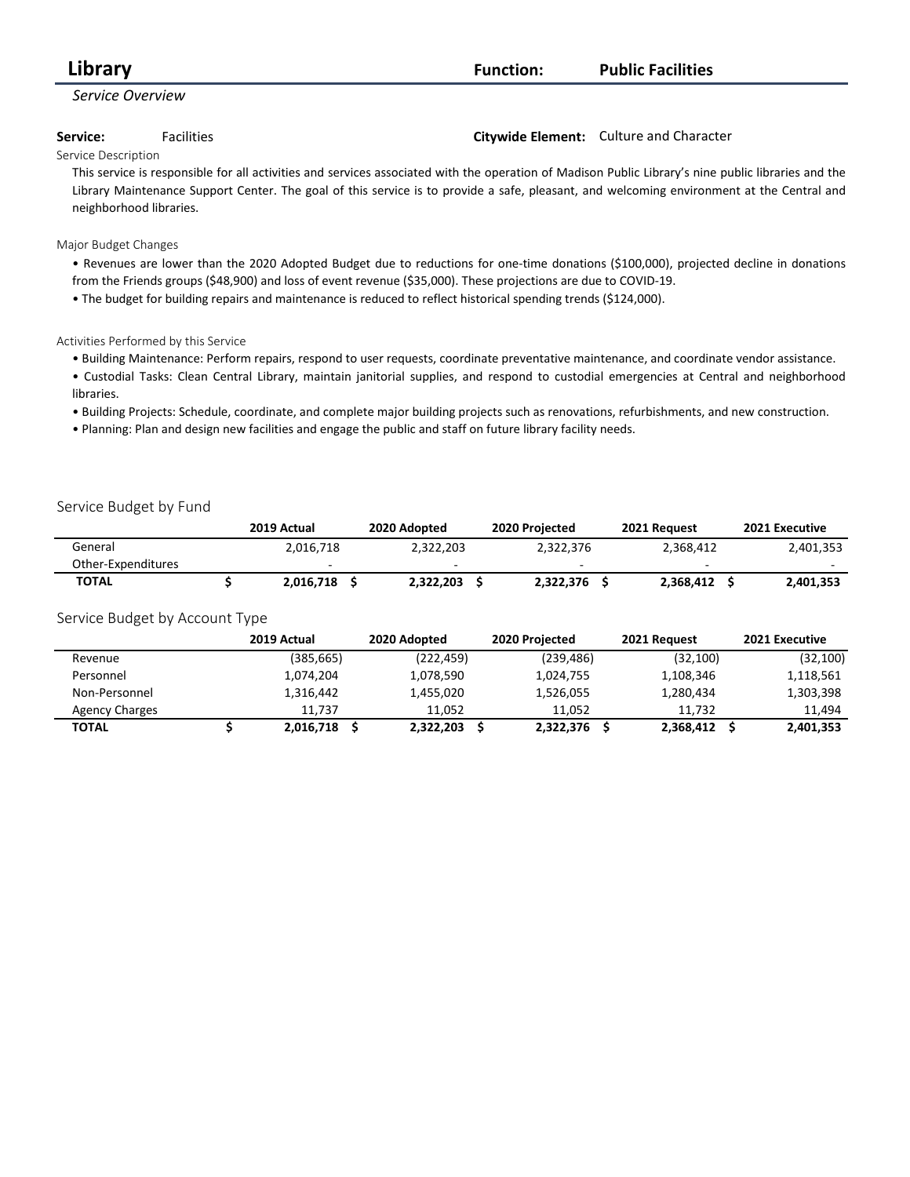# Library

**Function:** **Public Facilities**

*Service Overview*

**Service:** Facilities

**Citywide Element:** Culture and Character

Service Description

This service is responsible for all activities and services associated with the operation of Madison Public Library's nine public libraries and the Library Maintenance Support Center. The goal of this service is to provide a safe, pleasant, and welcoming environment at the Central and neighborhood libraries.

Major Budget Changes

- Revenues are lower than the 2020 Adopted Budget due to reductions for one-time donations ($100,000), projected decline in donations from the Friends groups ($48,900) and loss of event revenue ($35,000). These projections are due to COVID-19.
- The budget for building repairs and maintenance is reduced to reflect historical spending trends ($124,000).

Activities Performed by this Service

- Building Maintenance: Perform repairs, respond to user requests, coordinate preventative maintenance, and coordinate vendor assistance.
- Custodial Tasks: Clean Central Library, maintain janitorial supplies, and respond to custodial emergencies at Central and neighborhood libraries.
- Building Projects: Schedule, coordinate, and complete major building projects such as renovations, refurbishments, and new construction.
- Planning: Plan and design new facilities and engage the public and staff on future library facility needs.

Service Budget by Fund

| | 2019 Actual | 2020 Adopted | 2020 Projected | 2021 Request | 2021 Executive |
|---|---|---|---|---|---|
| General | 2,016,718 | 2,322,203 | 2,322,376 | 2,368,412 | 2,401,353 |
| Other-Expenditures | - | - | - | - | - |
| **TOTAL** | **$ 2,016,718** | **$ 2,322,203** | **$ 2,322,376** | **$ 2,368,412** | **$ 2,401,353** |

Service Budget by Account Type

| | 2019 Actual | 2020 Adopted | 2020 Projected | 2021 Request | 2021 Executive |
|---|---|---|---|---|---|
| Revenue | (385,665) | (222,459) | (239,486) | (32,100) | (32,100) |
| Personnel | 1,074,204 | 1,078,590 | 1,024,755 | 1,108,346 | 1,118,561 |
| Non-Personnel | 1,316,442 | 1,455,020 | 1,526,055 | 1,280,434 | 1,303,398 |
| Agency Charges | 11,737 | 11,052 | 11,052 | 11,732 | 11,494 |
| **TOTAL** | **$ 2,016,718** | **$ 2,322,203** | **$ 2,322,376** | **$ 2,368,412** | **$ 2,401,353** |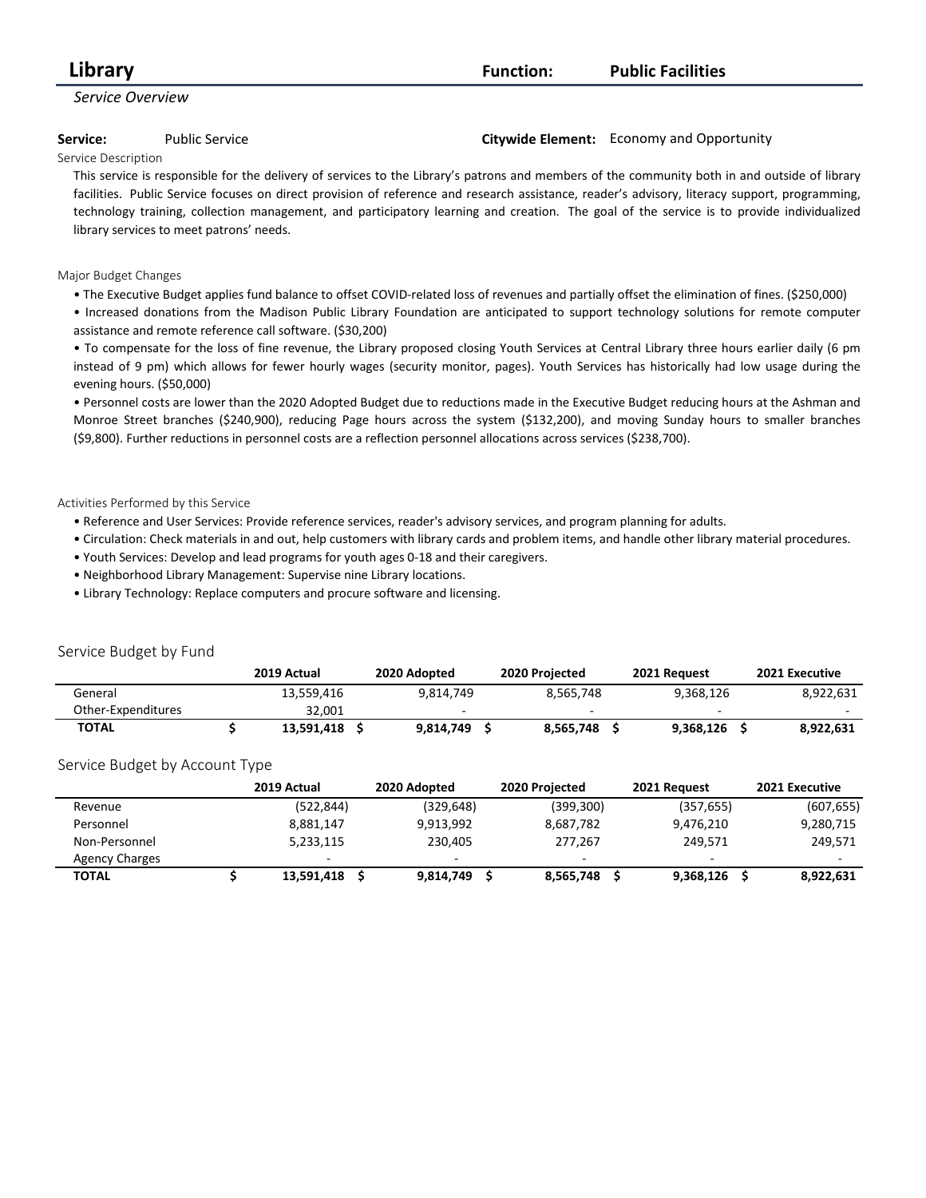# Library

**Function:** **Public Facilities**

*Service Overview*

**Service:** Public Service

**Citywide Element:** Economy and Opportunity

Service Description

This service is responsible for the delivery of services to the Library's patrons and members of the community both in and outside of library facilities. Public Service focuses on direct provision of reference and research assistance, reader's advisory, literacy support, programming, technology training, collection management, and participatory learning and creation. The goal of the service is to provide individualized library services to meet patrons' needs.

Major Budget Changes

- The Executive Budget applies fund balance to offset COVID-related loss of revenues and partially offset the elimination of fines. ($250,000)
- Increased donations from the Madison Public Library Foundation are anticipated to support technology solutions for remote computer assistance and remote reference call software. ($30,200)
- To compensate for the loss of fine revenue, the Library proposed closing Youth Services at Central Library three hours earlier daily (6 pm instead of 9 pm) which allows for fewer hourly wages (security monitor, pages). Youth Services has historically had low usage during the evening hours. ($50,000)
- Personnel costs are lower than the 2020 Adopted Budget due to reductions made in the Executive Budget reducing hours at the Ashman and Monroe Street branches ($240,900), reducing Page hours across the system ($132,200), and moving Sunday hours to smaller branches ($9,800). Further reductions in personnel costs are a reflection personnel allocations across services ($238,700).

Activities Performed by this Service

- Reference and User Services: Provide reference services, reader's advisory services, and program planning for adults.
- Circulation: Check materials in and out, help customers with library cards and problem items, and handle other library material procedures.
- Youth Services: Develop and lead programs for youth ages 0-18 and their caregivers.
- Neighborhood Library Management: Supervise nine Library locations.
- Library Technology: Replace computers and procure software and licensing.

## Service Budget by Fund

| | 2019 Actual | 2020 Adopted | 2020 Projected | 2021 Request | 2021 Executive |
|---|---|---|---|---|---|
| General | 13,559,416 | 9,814,749 | 8,565,748 | 9,368,126 | 8,922,631 |
| Other-Expenditures | 32,001 | - | - | - | - |
| **TOTAL** | **$ 13,591,418** | **$ 9,814,749** | **$ 8,565,748** | **$ 9,368,126** | **$ 8,922,631** |

## Service Budget by Account Type

| | 2019 Actual | 2020 Adopted | 2020 Projected | 2021 Request | 2021 Executive |
|---|---|---|---|---|---|
| Revenue | (522,844) | (329,648) | (399,300) | (357,655) | (607,655) |
| Personnel | 8,881,147 | 9,913,992 | 8,687,782 | 9,476,210 | 9,280,715 |
| Non-Personnel | 5,233,115 | 230,405 | 277,267 | 249,571 | 249,571 |
| Agency Charges | - | - | - | - | - |
| **TOTAL** | **$ 13,591,418** | **$ 9,814,749** | **$ 8,565,748** | **$ 9,368,126** | **$ 8,922,631** |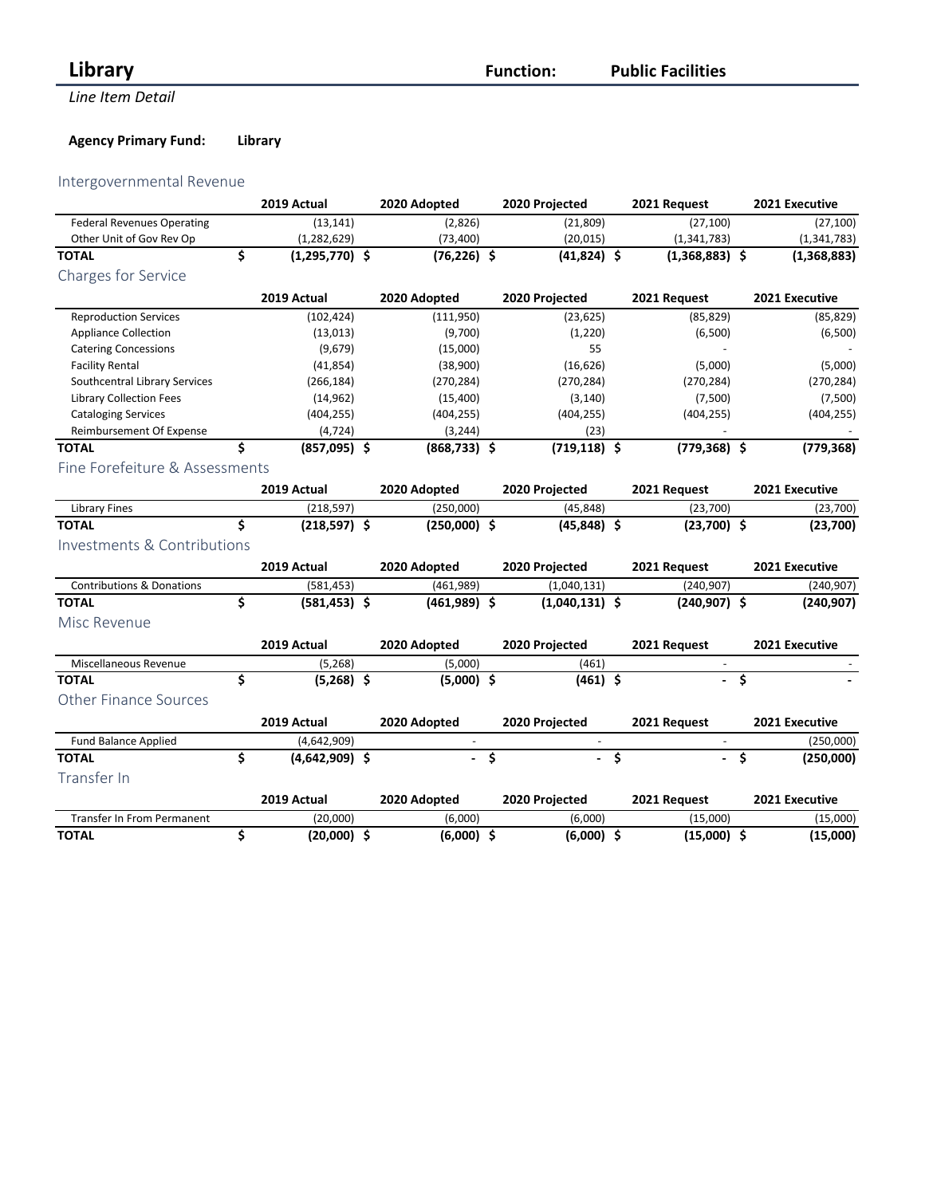# Library

**Function:** **Public Facilities**

*Line Item Detail*

**Agency Primary Fund:** **Library**

## Intergovernmental Revenue

| | 2019 Actual | 2020 Adopted | 2020 Projected | 2021 Request | 2021 Executive |
|---|---|---|---|---|---|
| Federal Revenues Operating | (13,141) | (2,826) | (21,809) | (27,100) | (27,100) |
| Other Unit of Gov Rev Op | (1,282,629) | (73,400) | (20,015) | (1,341,783) | (1,341,783) |
| **TOTAL** | **$ (1,295,770)** | **$ (76,226)** | **$ (41,824)** | **$ (1,368,883)** | **$ (1,368,883)** |

## Charges for Service

| | 2019 Actual | 2020 Adopted | 2020 Projected | 2021 Request | 2021 Executive |
|---|---|---|---|---|---|
| Reproduction Services | (102,424) | (111,950) | (23,625) | (85,829) | (85,829) |
| Appliance Collection | (13,013) | (9,700) | (1,220) | (6,500) | (6,500) |
| Catering Concessions | (9,679) | (15,000) | 55 | - | - |
| Facility Rental | (41,854) | (38,900) | (16,626) | (5,000) | (5,000) |
| Southcentral Library Services | (266,184) | (270,284) | (270,284) | (270,284) | (270,284) |
| Library Collection Fees | (14,962) | (15,400) | (3,140) | (7,500) | (7,500) |
| Cataloging Services | (404,255) | (404,255) | (404,255) | (404,255) | (404,255) |
| Reimbursement Of Expense | (4,724) | (3,244) | (23) | - | - |
| **TOTAL** | **$ (857,095)** | **$ (868,733)** | **$ (719,118)** | **$ (779,368)** | **$ (779,368)** |

## Fine Forefeiture & Assessments

| | 2019 Actual | 2020 Adopted | 2020 Projected | 2021 Request | 2021 Executive |
|---|---|---|---|---|---|
| Library Fines | (218,597) | (250,000) | (45,848) | (23,700) | (23,700) |
| **TOTAL** | **$ (218,597)** | **$ (250,000)** | **$ (45,848)** | **$ (23,700)** | **$ (23,700)** |

## Investments & Contributions

| | 2019 Actual | 2020 Adopted | 2020 Projected | 2021 Request | 2021 Executive |
|---|---|---|---|---|---|
| Contributions & Donations | (581,453) | (461,989) | (1,040,131) | (240,907) | (240,907) |
| **TOTAL** | **$ (581,453)** | **$ (461,989)** | **$ (1,040,131)** | **$ (240,907)** | **$ (240,907)** |

## Misc Revenue

| | 2019 Actual | 2020 Adopted | 2020 Projected | 2021 Request | 2021 Executive |
|---|---|---|---|---|---|
| Miscellaneous Revenue | (5,268) | (5,000) | (461) | - | - |
| **TOTAL** | **$ (5,268)** | **$ (5,000)** | **$ (461)** | **$ -** | **$ -** |

## Other Finance Sources

| | 2019 Actual | 2020 Adopted | 2020 Projected | 2021 Request | 2021 Executive |
|---|---|---|---|---|---|
| Fund Balance Applied | (4,642,909) | - | - | - | (250,000) |
| **TOTAL** | **$ (4,642,909)** | **$ -** | **$ -** | **$ -** | **$ (250,000)** |

## Transfer In

| | 2019 Actual | 2020 Adopted | 2020 Projected | 2021 Request | 2021 Executive |
|---|---|---|---|---|---|
| Transfer In From Permanent | (20,000) | (6,000) | (6,000) | (15,000) | (15,000) |
| **TOTAL** | **$ (20,000)** | **$ (6,000)** | **$ (6,000)** | **$ (15,000)** | **$ (15,000)** |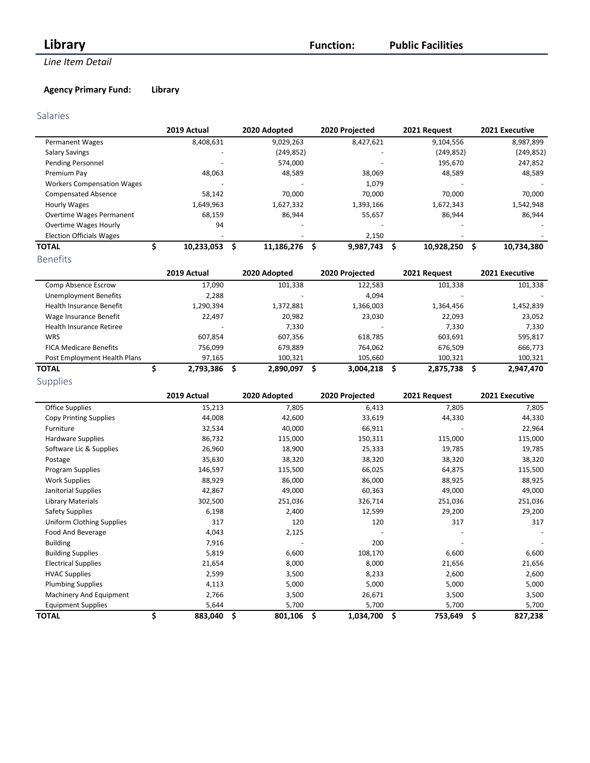# Library

**Function:** **Public Facilities**

*Line Item Detail*

**Agency Primary Fund:** **Library**

## Salaries

| | 2019 Actual | 2020 Adopted | 2020 Projected | 2021 Request | 2021 Executive |
|---|---|---|---|---|---|
| Permanent Wages | 8,408,631 | 9,029,263 | 8,427,621 | 9,104,556 | 8,987,899 |
| Salary Savings | - | (249,852) | - | (249,852) | (249,852) |
| Pending Personnel | - | 574,000 | - | 195,670 | 247,852 |
| Premium Pay | 48,063 | 48,589 | 38,069 | 48,589 | 48,589 |
| Workers Compensation Wages | - | - | 1,079 | - | - |
| Compensated Absence | 58,142 | 70,000 | 70,000 | 70,000 | 70,000 |
| Hourly Wages | 1,649,963 | 1,627,332 | 1,393,166 | 1,672,343 | 1,542,948 |
| Overtime Wages Permanent | 68,159 | 86,944 | 55,657 | 86,944 | 86,944 |
| Overtime Wages Hourly | 94 | - | - | - | - |
| Election Officials Wages | - | - | 2,150 | - | - |
| **TOTAL** | **$ 10,233,053** | **$ 11,186,276** | **$ 9,987,743** | **$ 10,928,250** | **$ 10,734,380** |

## Benefits

| | 2019 Actual | 2020 Adopted | 2020 Projected | 2021 Request | 2021 Executive |
|---|---|---|---|---|---|
| Comp Absence Escrow | 17,090 | 101,338 | 122,583 | 101,338 | 101,338 |
| Unemployment Benefits | 2,288 | - | 4,094 | - | - |
| Health Insurance Benefit | 1,290,394 | 1,372,881 | 1,366,003 | 1,364,456 | 1,452,839 |
| Wage Insurance Benefit | 22,497 | 20,982 | 23,030 | 22,093 | 23,052 |
| Health Insurance Retiree | - | 7,330 | - | 7,330 | 7,330 |
| WRS | 607,854 | 607,356 | 618,785 | 603,691 | 595,817 |
| FICA Medicare Benefits | 756,099 | 679,889 | 764,062 | 676,509 | 666,773 |
| Post Employment Health Plans | 97,165 | 100,321 | 105,660 | 100,321 | 100,321 |
| **TOTAL** | **$ 2,793,386** | **$ 2,890,097** | **$ 3,004,218** | **$ 2,875,738** | **$ 2,947,470** |

## Supplies

| | 2019 Actual | 2020 Adopted | 2020 Projected | 2021 Request | 2021 Executive |
|---|---|---|---|---|---|
| Office Supplies | 15,213 | 7,805 | 6,413 | 7,805 | 7,805 |
| Copy Printing Supplies | 44,008 | 42,600 | 33,619 | 44,330 | 44,330 |
| Furniture | 32,534 | 40,000 | 66,911 | - | 22,964 |
| Hardware Supplies | 86,732 | 115,000 | 150,311 | 115,000 | 115,000 |
| Software Lic & Supplies | 26,960 | 18,900 | 25,333 | 19,785 | 19,785 |
| Postage | 35,630 | 38,320 | 38,320 | 38,320 | 38,320 |
| Program Supplies | 146,597 | 115,500 | 66,025 | 64,875 | 115,500 |
| Work Supplies | 88,929 | 86,000 | 86,000 | 88,925 | 88,925 |
| Janitorial Supplies | 42,867 | 49,000 | 60,363 | 49,000 | 49,000 |
| Library Materials | 302,500 | 251,036 | 326,714 | 251,036 | 251,036 |
| Safety Supplies | 6,198 | 2,400 | 12,599 | 29,200 | 29,200 |
| Uniform Clothing Supplies | 317 | 120 | 120 | 317 | 317 |
| Food And Beverage | 4,043 | 2,125 | - | - | - |
| Building | 7,916 | - | 200 | - | - |
| Building Supplies | 5,819 | 6,600 | 108,170 | 6,600 | 6,600 |
| Electrical Supplies | 21,654 | 8,000 | 8,000 | 21,656 | 21,656 |
| HVAC Supplies | 2,599 | 3,500 | 8,233 | 2,600 | 2,600 |
| Plumbing Supplies | 4,113 | 5,000 | 5,000 | 5,000 | 5,000 |
| Machinery And Equipment | 2,766 | 3,500 | 26,671 | 3,500 | 3,500 |
| Equipment Supplies | 5,644 | 5,700 | 5,700 | 5,700 | 5,700 |
| **TOTAL** | **$ 883,040** | **$ 801,106** | **$ 1,034,700** | **$ 753,649** | **$ 827,238** |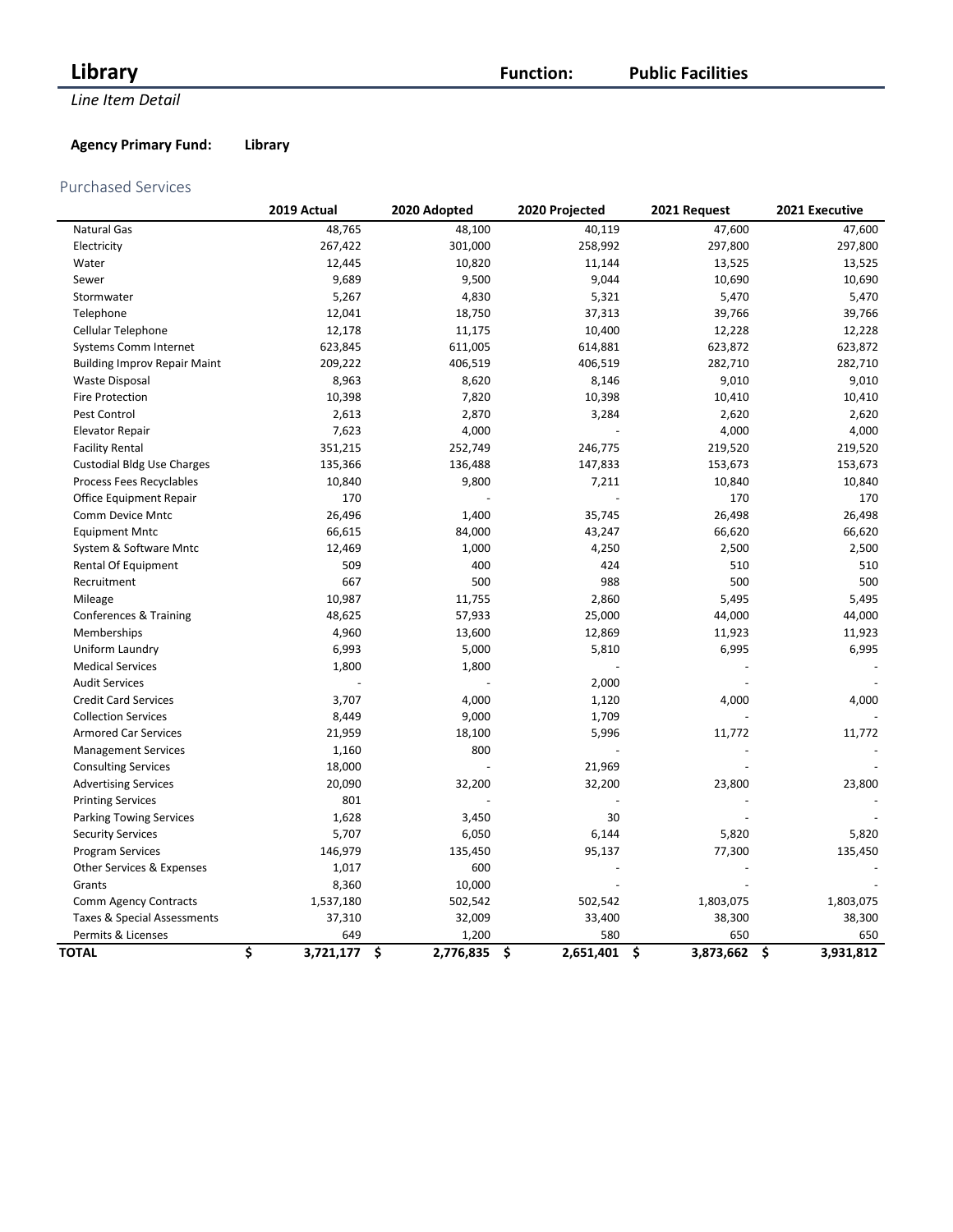# Library

**Function:** **Public Facilities**

*Line Item Detail*

**Agency Primary Fund:** **Library**

## Purchased Services

| | 2019 Actual | 2020 Adopted | 2020 Projected | 2021 Request | 2021 Executive |
|---|---|---|---|---|---|
| Natural Gas | 48,765 | 48,100 | 40,119 | 47,600 | 47,600 |
| Electricity | 267,422 | 301,000 | 258,992 | 297,800 | 297,800 |
| Water | 12,445 | 10,820 | 11,144 | 13,525 | 13,525 |
| Sewer | 9,689 | 9,500 | 9,044 | 10,690 | 10,690 |
| Stormwater | 5,267 | 4,830 | 5,321 | 5,470 | 5,470 |
| Telephone | 12,041 | 18,750 | 37,313 | 39,766 | 39,766 |
| Cellular Telephone | 12,178 | 11,175 | 10,400 | 12,228 | 12,228 |
| Systems Comm Internet | 623,845 | 611,005 | 614,881 | 623,872 | 623,872 |
| Building Improv Repair Maint | 209,222 | 406,519 | 406,519 | 282,710 | 282,710 |
| Waste Disposal | 8,963 | 8,620 | 8,146 | 9,010 | 9,010 |
| Fire Protection | 10,398 | 7,820 | 10,398 | 10,410 | 10,410 |
| Pest Control | 2,613 | 2,870 | 3,284 | 2,620 | 2,620 |
| Elevator Repair | 7,623 | 4,000 | - | 4,000 | 4,000 |
| Facility Rental | 351,215 | 252,749 | 246,775 | 219,520 | 219,520 |
| Custodial Bldg Use Charges | 135,366 | 136,488 | 147,833 | 153,673 | 153,673 |
| Process Fees Recyclables | 10,840 | 9,800 | 7,211 | 10,840 | 10,840 |
| Office Equipment Repair | 170 | - | - | 170 | 170 |
| Comm Device Mntc | 26,496 | 1,400 | 35,745 | 26,498 | 26,498 |
| Equipment Mntc | 66,615 | 84,000 | 43,247 | 66,620 | 66,620 |
| System & Software Mntc | 12,469 | 1,000 | 4,250 | 2,500 | 2,500 |
| Rental Of Equipment | 509 | 400 | 424 | 510 | 510 |
| Recruitment | 667 | 500 | 988 | 500 | 500 |
| Mileage | 10,987 | 11,755 | 2,860 | 5,495 | 5,495 |
| Conferences & Training | 48,625 | 57,933 | 25,000 | 44,000 | 44,000 |
| Memberships | 4,960 | 13,600 | 12,869 | 11,923 | 11,923 |
| Uniform Laundry | 6,993 | 5,000 | 5,810 | 6,995 | 6,995 |
| Medical Services | 1,800 | 1,800 | - | - | - |
| Audit Services | - | - | 2,000 | - | - |
| Credit Card Services | 3,707 | 4,000 | 1,120 | 4,000 | 4,000 |
| Collection Services | 8,449 | 9,000 | 1,709 | - | - |
| Armored Car Services | 21,959 | 18,100 | 5,996 | 11,772 | 11,772 |
| Management Services | 1,160 | 800 | - | - | - |
| Consulting Services | 18,000 | - | 21,969 | - | - |
| Advertising Services | 20,090 | 32,200 | 32,200 | 23,800 | 23,800 |
| Printing Services | 801 | - | - | - | - |
| Parking Towing Services | 1,628 | 3,450 | 30 | - | - |
| Security Services | 5,707 | 6,050 | 6,144 | 5,820 | 5,820 |
| Program Services | 146,979 | 135,450 | 95,137 | 77,300 | 135,450 |
| Other Services & Expenses | 1,017 | 600 | - | - | - |
| Grants | 8,360 | 10,000 | - | - | - |
| Comm Agency Contracts | 1,537,180 | 502,542 | 502,542 | 1,803,075 | 1,803,075 |
| Taxes & Special Assessments | 37,310 | 32,009 | 33,400 | 38,300 | 38,300 |
| Permits & Licenses | 649 | 1,200 | 580 | 650 | 650 |
| **TOTAL** | **$ 3,721,177** | **$ 2,776,835** | **$ 2,651,401** | **$ 3,873,662** | **$ 3,931,812** |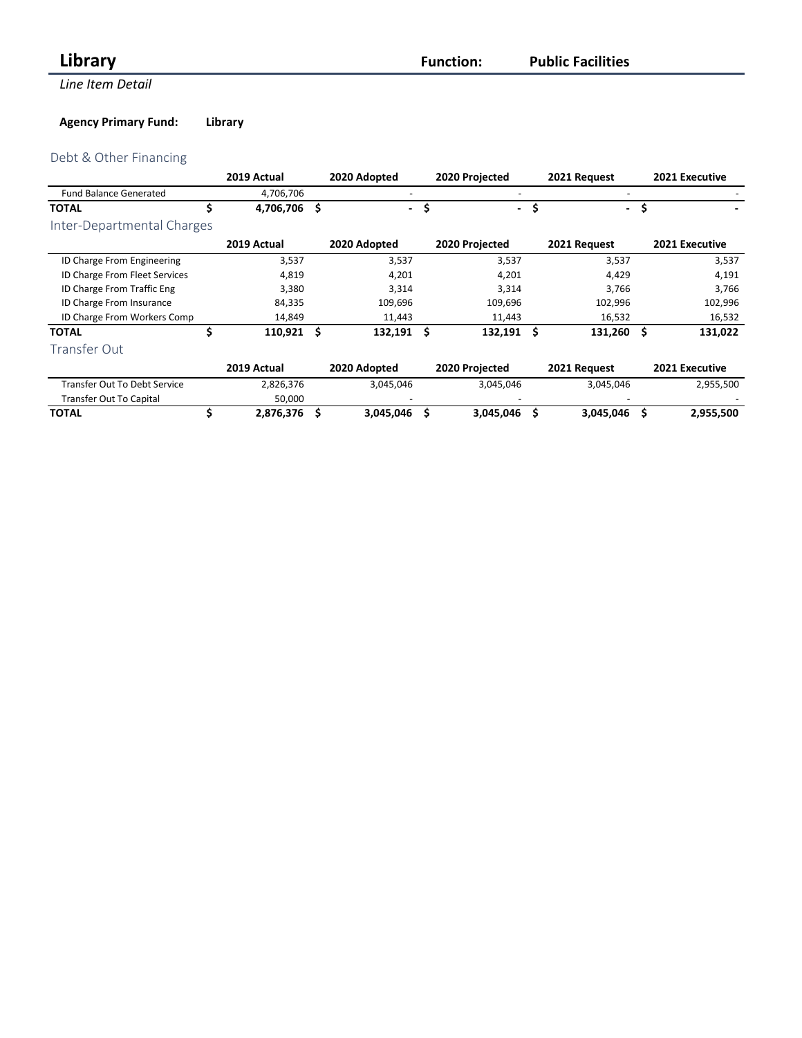# Library

**Function:** **Public Facilities**

*Line Item Detail*

**Agency Primary Fund:** **Library**

## Debt & Other Financing

| | 2019 Actual | 2020 Adopted | 2020 Projected | 2021 Request | 2021 Executive |
|---|---|---|---|---|---|
| Fund Balance Generated | 4,706,706 | - | - | - | - |
| **TOTAL** | **$ 4,706,706** | **$ -** | **$ -** | **$ -** | **$ -** |

## Inter-Departmental Charges

| | 2019 Actual | 2020 Adopted | 2020 Projected | 2021 Request | 2021 Executive |
|---|---|---|---|---|---|
| ID Charge From Engineering | 3,537 | 3,537 | 3,537 | 3,537 | 3,537 |
| ID Charge From Fleet Services | 4,819 | 4,201 | 4,201 | 4,429 | 4,191 |
| ID Charge From Traffic Eng | 3,380 | 3,314 | 3,314 | 3,766 | 3,766 |
| ID Charge From Insurance | 84,335 | 109,696 | 109,696 | 102,996 | 102,996 |
| ID Charge From Workers Comp | 14,849 | 11,443 | 11,443 | 16,532 | 16,532 |
| **TOTAL** | **$ 110,921** | **$ 132,191** | **$ 132,191** | **$ 131,260** | **$ 131,022** |

## Transfer Out

| | 2019 Actual | 2020 Adopted | 2020 Projected | 2021 Request | 2021 Executive |
|---|---|---|---|---|---|
| Transfer Out To Debt Service | 2,826,376 | 3,045,046 | 3,045,046 | 3,045,046 | 2,955,500 |
| Transfer Out To Capital | 50,000 | - | - | - | - |
| **TOTAL** | **$ 2,876,376** | **$ 3,045,046** | **$ 3,045,046** | **$ 3,045,046** | **$ 2,955,500** |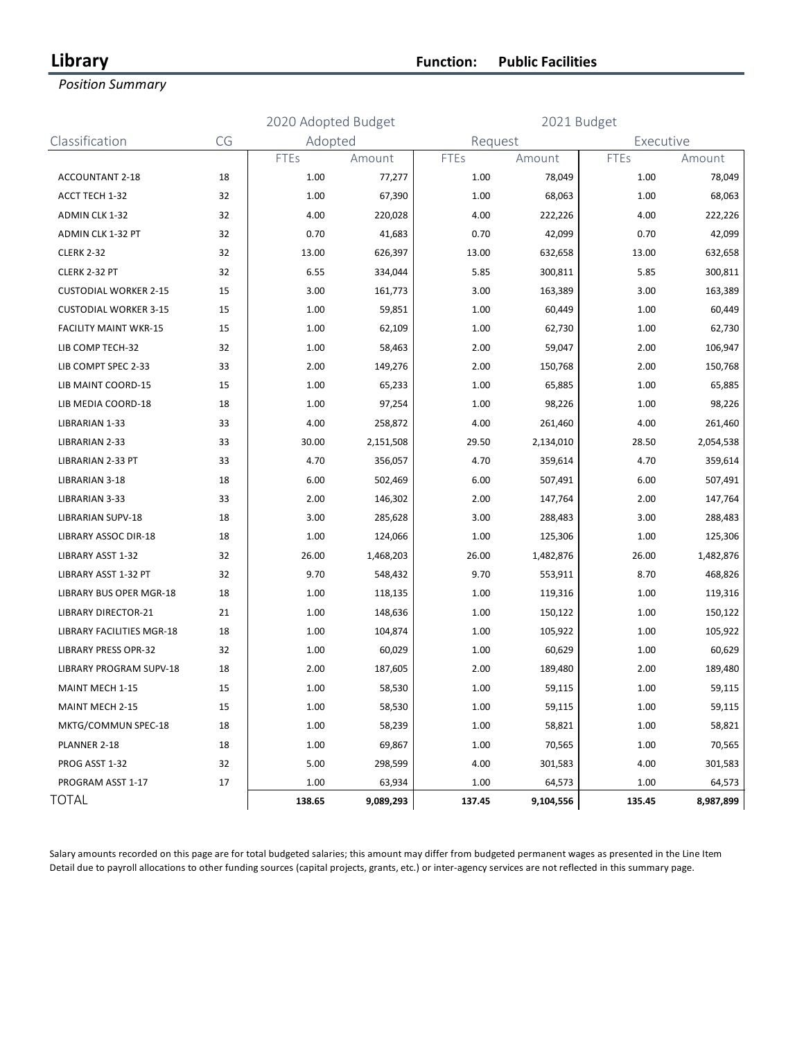# Library

**Function: Public Facilities**

*Position Summary*

| Classification | CG | 2020 Adopted Budget | | 2021 Budget | | | |
|---|---|---|---|---|---|---|---|
| | | Adopted | | Request | | Executive | |
| | | FTEs | Amount | FTEs | Amount | FTEs | Amount |
| ACCOUNTANT 2-18 | 18 | 1.00 | 77,277 | 1.00 | 78,049 | 1.00 | 78,049 |
| ACCT TECH 1-32 | 32 | 1.00 | 67,390 | 1.00 | 68,063 | 1.00 | 68,063 |
| ADMIN CLK 1-32 | 32 | 4.00 | 220,028 | 4.00 | 222,226 | 4.00 | 222,226 |
| ADMIN CLK 1-32 PT | 32 | 0.70 | 41,683 | 0.70 | 42,099 | 0.70 | 42,099 |
| CLERK 2-32 | 32 | 13.00 | 626,397 | 13.00 | 632,658 | 13.00 | 632,658 |
| CLERK 2-32 PT | 32 | 6.55 | 334,044 | 5.85 | 300,811 | 5.85 | 300,811 |
| CUSTODIAL WORKER 2-15 | 15 | 3.00 | 161,773 | 3.00 | 163,389 | 3.00 | 163,389 |
| CUSTODIAL WORKER 3-15 | 15 | 1.00 | 59,851 | 1.00 | 60,449 | 1.00 | 60,449 |
| FACILITY MAINT WKR-15 | 15 | 1.00 | 62,109 | 1.00 | 62,730 | 1.00 | 62,730 |
| LIB COMP TECH-32 | 32 | 1.00 | 58,463 | 2.00 | 59,047 | 2.00 | 106,947 |
| LIB COMPT SPEC 2-33 | 33 | 2.00 | 149,276 | 2.00 | 150,768 | 2.00 | 150,768 |
| LIB MAINT COORD-15 | 15 | 1.00 | 65,233 | 1.00 | 65,885 | 1.00 | 65,885 |
| LIB MEDIA COORD-18 | 18 | 1.00 | 97,254 | 1.00 | 98,226 | 1.00 | 98,226 |
| LIBRARIAN 1-33 | 33 | 4.00 | 258,872 | 4.00 | 261,460 | 4.00 | 261,460 |
| LIBRARIAN 2-33 | 33 | 30.00 | 2,151,508 | 29.50 | 2,134,010 | 28.50 | 2,054,538 |
| LIBRARIAN 2-33 PT | 33 | 4.70 | 356,057 | 4.70 | 359,614 | 4.70 | 359,614 |
| LIBRARIAN 3-18 | 18 | 6.00 | 502,469 | 6.00 | 507,491 | 6.00 | 507,491 |
| LIBRARIAN 3-33 | 33 | 2.00 | 146,302 | 2.00 | 147,764 | 2.00 | 147,764 |
| LIBRARIAN SUPV-18 | 18 | 3.00 | 285,628 | 3.00 | 288,483 | 3.00 | 288,483 |
| LIBRARY ASSOC DIR-18 | 18 | 1.00 | 124,066 | 1.00 | 125,306 | 1.00 | 125,306 |
| LIBRARY ASST 1-32 | 32 | 26.00 | 1,468,203 | 26.00 | 1,482,876 | 26.00 | 1,482,876 |
| LIBRARY ASST 1-32 PT | 32 | 9.70 | 548,432 | 9.70 | 553,911 | 8.70 | 468,826 |
| LIBRARY BUS OPER MGR-18 | 18 | 1.00 | 118,135 | 1.00 | 119,316 | 1.00 | 119,316 |
| LIBRARY DIRECTOR-21 | 21 | 1.00 | 148,636 | 1.00 | 150,122 | 1.00 | 150,122 |
| LIBRARY FACILITIES MGR-18 | 18 | 1.00 | 104,874 | 1.00 | 105,922 | 1.00 | 105,922 |
| LIBRARY PRESS OPR-32 | 32 | 1.00 | 60,029 | 1.00 | 60,629 | 1.00 | 60,629 |
| LIBRARY PROGRAM SUPV-18 | 18 | 2.00 | 187,605 | 2.00 | 189,480 | 2.00 | 189,480 |
| MAINT MECH 1-15 | 15 | 1.00 | 58,530 | 1.00 | 59,115 | 1.00 | 59,115 |
| MAINT MECH 2-15 | 15 | 1.00 | 58,530 | 1.00 | 59,115 | 1.00 | 59,115 |
| MKTG/COMMUN SPEC-18 | 18 | 1.00 | 58,239 | 1.00 | 58,821 | 1.00 | 58,821 |
| PLANNER 2-18 | 18 | 1.00 | 69,867 | 1.00 | 70,565 | 1.00 | 70,565 |
| PROG ASST 1-32 | 32 | 5.00 | 298,599 | 4.00 | 301,583 | 4.00 | 301,583 |
| PROGRAM ASST 1-17 | 17 | 1.00 | 63,934 | 1.00 | 64,573 | 1.00 | 64,573 |
| TOTAL | | **138.65** | **9,089,293** | **137.45** | **9,104,556** | **135.45** | **8,987,899** |

Salary amounts recorded on this page are for total budgeted salaries; this amount may differ from budgeted permanent wages as presented in the Line Item Detail due to payroll allocations to other funding sources (capital projects, grants, etc.) or inter-agency services are not reflected in this summary page.